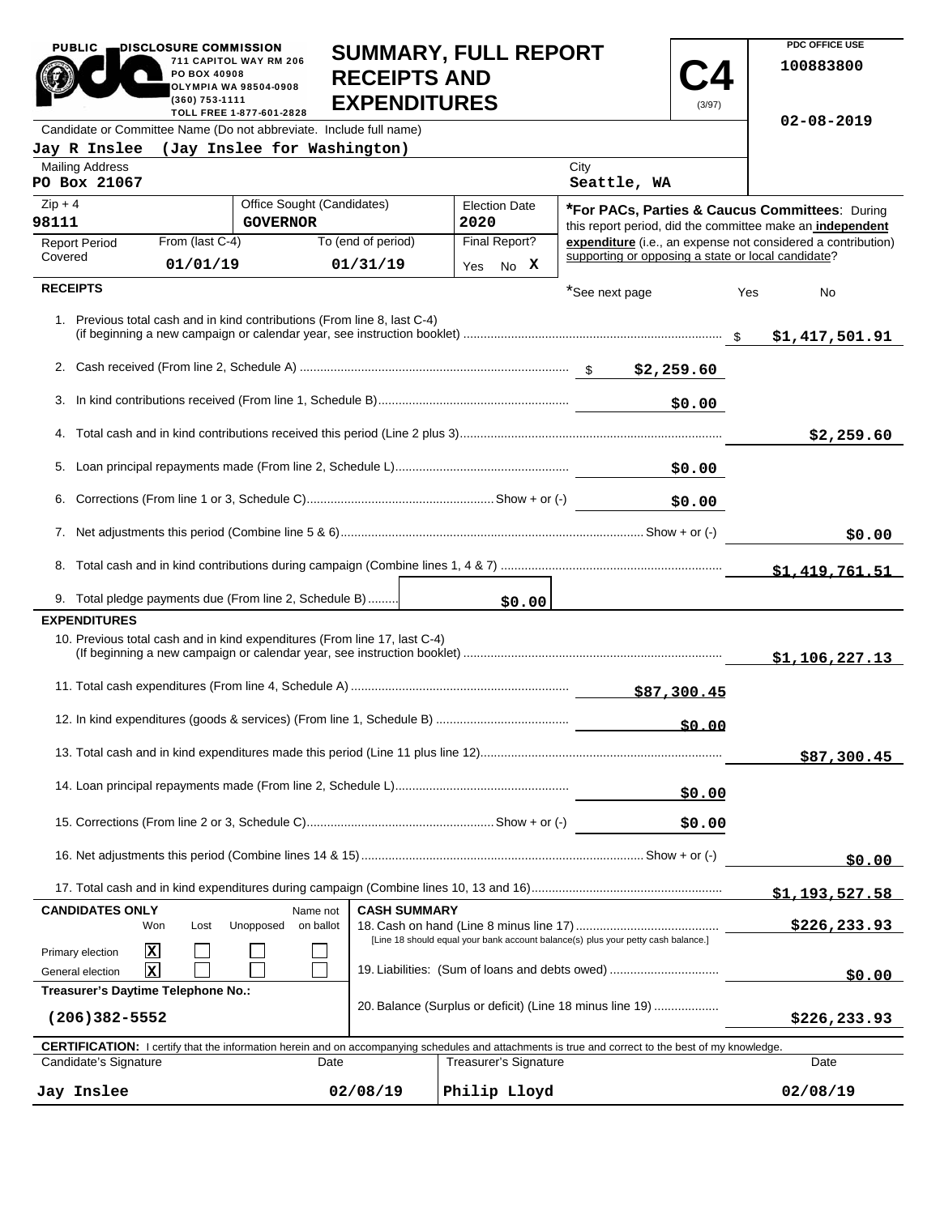PUBLIC DISCLOSURE COMMISSION
711 CAPITOL WAY RM 206
PO BOX 40908
OLYMPIA WA 98504-0908
(360) 753-1111
TOLL FREE 1-877-601-2828

# SUMMARY, FULL REPORT RECEIPTS AND EXPENDITURES

**C4** (3/97)

PDC OFFICE USE
100883800

02-08-2019

Candidate or Committee Name (Do not abbreviate. Include full name)
**Jay R Inslee (Jay Inslee for Washington)**

| Mailing Address | City |
|---|---|
| PO Box 21067 | Seattle, WA |

| Zip + 4 | Office Sought (Candidates) | Election Date |
|---|---|---|
| 98111 | GOVERNOR | 2020 |

| Report Period Covered | From (last C-4) | To (end of period) | Final Report? |
|---|---|---|---|
| | 01/01/19 | 01/31/19 | Yes No X |

***For PACs, Parties & Caucus Committees**: During this report period, did the committee make an **independent expenditure** (i.e., an expense not considered a contribution) supporting or opposing a state or local candidate?

*See next page Yes No

## RECEIPTS

| Line | Description | Amount | Total |
|---|---|---|---|
| 1. | Previous total cash and in kind contributions (From line 8, last C-4) (if beginning a new campaign or calendar year, see instruction booklet) | | $1,417,501.91 |
| 2. | Cash received (From line 2, Schedule A) | $2,259.60 | |
| 3. | In kind contributions received (From line 1, Schedule B) | $0.00 | |
| 4. | Total cash and in kind contributions received this period (Line 2 plus 3) | | $2,259.60 |
| 5. | Loan principal repayments made (From line 2, Schedule L) | $0.00 | |
| 6. | Corrections (From line 1 or 3, Schedule C) Show + or (-) | $0.00 | |
| 7. | Net adjustments this period (Combine line 5 & 6) Show + or (-) | | $0.00 |
| 8. | Total cash and in kind contributions during campaign (Combine lines 1, 4 & 7) | | $1,419,761.51 |
| 9. | Total pledge payments due (From line 2, Schedule B) | $0.00 | |

## EXPENDITURES

| Line | Description | Amount | Total |
|---|---|---|---|
| 10. | Previous total cash and in kind expenditures (From line 17, last C-4) (If beginning a new campaign or calendar year, see instruction booklet) | | $1,106,227.13 |
| 11. | Total cash expenditures (From line 4, Schedule A) | $87,300.45 | |
| 12. | In kind expenditures (goods & services) (From line 1, Schedule B) | $0.00 | |
| 13. | Total cash and in kind expenditures made this period (Line 11 plus line 12) | | $87,300.45 |
| 14. | Loan principal repayments made (From line 2, Schedule L) | $0.00 | |
| 15. | Corrections (From line 2 or 3, Schedule C) Show + or (-) | $0.00 | |
| 16. | Net adjustments this period (Combine lines 14 & 15) Show + or (-) | | $0.00 |
| 17. | Total cash and in kind expenditures during campaign (Combine lines 10, 13 and 16) | | $1,193,527.58 |

## CANDIDATES ONLY

| | Won | Lost | Unopposed | Name not on ballot |
|---|---|---|---|---|
| Primary election | X | | | |
| General election | X | | | |

**Treasurer's Daytime Telephone No.:** (206)382-5552

## CASH SUMMARY

| Line | Description | Amount |
|---|---|---|
| 18. | Cash on hand (Line 8 minus line 17) [Line 18 should equal your bank account balance(s) plus your petty cash balance.] | $226,233.93 |
| 19. | Liabilities: (Sum of loans and debts owed) | $0.00 |
| 20. | Balance (Surplus or deficit) (Line 18 minus line 19) | $226,233.93 |

**CERTIFICATION:** I certify that the information herein and on accompanying schedules and attachments is true and correct to the best of my knowledge.

| Candidate's Signature | Date | Treasurer's Signature | Date |
|---|---|---|---|
| Jay Inslee | 02/08/19 | Philip Lloyd | 02/08/19 |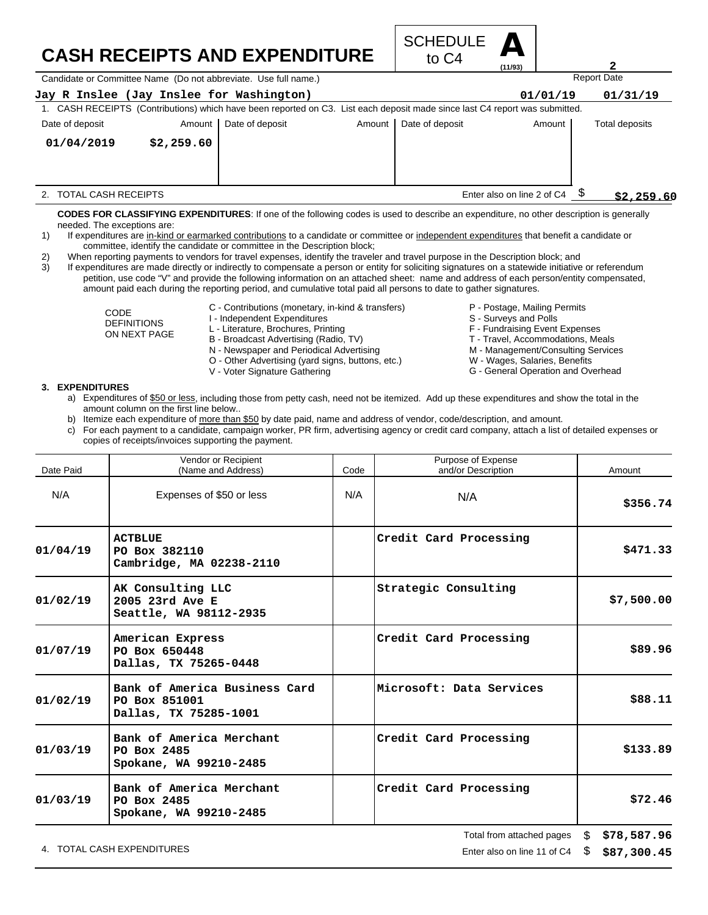# CASH RECEIPTS AND EXPENDITURE

SCHEDULE **A** to C4 (11/93)

Candidate or Committee Name (Do not abbreviate. Use full name.)

**Jay R Inslee (Jay Inslee for Washington)**

Report Date: 01/01/19 — 01/31/19

1. CASH RECEIPTS (Contributions) which have been reported on C3. List each deposit made since last C4 report was submitted.

| Date of deposit | Amount | Date of deposit | Amount | Date of deposit | Amount | Total deposits |
|---|---|---|---|---|---|---|
| 01/04/2019 | $2,259.60 | | | | | |

2. TOTAL CASH RECEIPTS — Enter also on line 2 of C4 $ **$2,259.60**

**CODES FOR CLASSIFYING EXPENDITURES**: If one of the following codes is used to describe an expenditure, no other description is generally needed. The exceptions are:

1) If expenditures are in-kind or earmarked contributions to a candidate or committee or independent expenditures that benefit a candidate or committee, identify the candidate or committee in the Description block;
2) When reporting payments to vendors for travel expenses, identify the traveler and travel purpose in the Description block; and
3) If expenditures are made directly or indirectly to compensate a person or entity for soliciting signatures on a statewide initiative or referendum petition, use code "V" and provide the following information on an attached sheet: name and address of each person/entity compensated, amount paid each during the reporting period, and cumulative total paid all persons to date to gather signatures.

CODE DEFINITIONS ON NEXT PAGE

- C - Contributions (monetary, in-kind & transfers)
- I - Independent Expenditures
- L - Literature, Brochures, Printing
- B - Broadcast Advertising (Radio, TV)
- N - Newspaper and Periodical Advertising
- O - Other Advertising (yard signs, buttons, etc.)
- V - Voter Signature Gathering
- P - Postage, Mailing Permits
- S - Surveys and Polls
- F - Fundraising Event Expenses
- T - Travel, Accommodations, Meals
- M - Management/Consulting Services
- W - Wages, Salaries, Benefits
- G - General Operation and Overhead

**3. EXPENDITURES**

a) Expenditures of $50 or less, including those from petty cash, need not be itemized. Add up these expenditures and show the total in the amount column on the first line below..
b) Itemize each expenditure of more than $50 by date paid, name and address of vendor, code/description, and amount.
c) For each payment to a candidate, campaign worker, PR firm, advertising agency or credit card company, attach a list of detailed expenses or copies of receipts/invoices supporting the payment.

| Date Paid | Vendor or Recipient (Name and Address) | Code | Purpose of Expense and/or Description | Amount |
|---|---|---|---|---|
| N/A | Expenses of $50 or less | N/A | N/A | $356.74 |
| 01/04/19 | ACTBLUE<br>PO Box 382110<br>Cambridge, MA 02238-2110 | | Credit Card Processing | $471.33 |
| 01/02/19 | AK Consulting LLC<br>2005 23rd Ave E<br>Seattle, WA 98112-2935 | | Strategic Consulting | $7,500.00 |
| 01/07/19 | American Express<br>PO Box 650448<br>Dallas, TX 75265-0448 | | Credit Card Processing | $89.96 |
| 01/02/19 | Bank of America Business Card<br>PO Box 851001<br>Dallas, TX 75285-1001 | | Microsoft: Data Services | $88.11 |
| 01/03/19 | Bank of America Merchant<br>PO Box 2485<br>Spokane, WA 99210-2485 | | Credit Card Processing | $133.89 |
| 01/03/19 | Bank of America Merchant<br>PO Box 2485<br>Spokane, WA 99210-2485 | | Credit Card Processing | $72.46 |

Total from attached pages $ **$78,587.96**

4. TOTAL CASH EXPENDITURES — Enter also on line 11 of C4 $ **$87,300.45**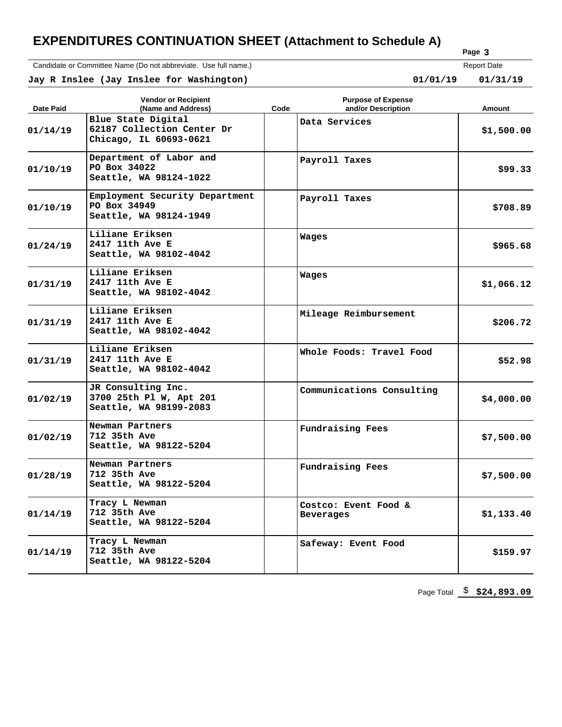# EXPENDITURES CONTINUATION SHEET (Attachment to Schedule A)

Candidate or Committee Name (Do not abbreviate. Use full name.)

**Jay R Inslee (Jay Inslee for Washington)**

Report Date: **01/01/19 01/31/19**

| Date Paid | Vendor or Recipient (Name and Address) | Code | Purpose of Expense and/or Description | Amount |
|---|---|---|---|---|
| 01/14/19 | Blue State Digital<br>62187 Collection Center Dr<br>Chicago, IL 60693-0621 | | Data Services | $1,500.00 |
| 01/10/19 | Department of Labor and<br>PO Box 34022<br>Seattle, WA 98124-1022 | | Payroll Taxes | $99.33 |
| 01/10/19 | Employment Security Department<br>PO Box 34949<br>Seattle, WA 98124-1949 | | Payroll Taxes | $708.89 |
| 01/24/19 | Liliane Eriksen<br>2417 11th Ave E<br>Seattle, WA 98102-4042 | | Wages | $965.68 |
| 01/31/19 | Liliane Eriksen<br>2417 11th Ave E<br>Seattle, WA 98102-4042 | | Wages | $1,066.12 |
| 01/31/19 | Liliane Eriksen<br>2417 11th Ave E<br>Seattle, WA 98102-4042 | | Mileage Reimbursement | $206.72 |
| 01/31/19 | Liliane Eriksen<br>2417 11th Ave E<br>Seattle, WA 98102-4042 | | Whole Foods: Travel Food | $52.98 |
| 01/02/19 | JR Consulting Inc.<br>3700 25th Pl W, Apt 201<br>Seattle, WA 98199-2083 | | Communications Consulting | $4,000.00 |
| 01/02/19 | Newman Partners<br>712 35th Ave<br>Seattle, WA 98122-5204 | | Fundraising Fees | $7,500.00 |
| 01/28/19 | Newman Partners<br>712 35th Ave<br>Seattle, WA 98122-5204 | | Fundraising Fees | $7,500.00 |
| 01/14/19 | Tracy L Newman<br>712 35th Ave<br>Seattle, WA 98122-5204 | | Costco: Event Food & Beverages | $1,133.40 |
| 01/14/19 | Tracy L Newman<br>712 35th Ave<br>Seattle, WA 98122-5204 | | Safeway: Event Food | $159.97 |

Page Total $ **$24,893.09**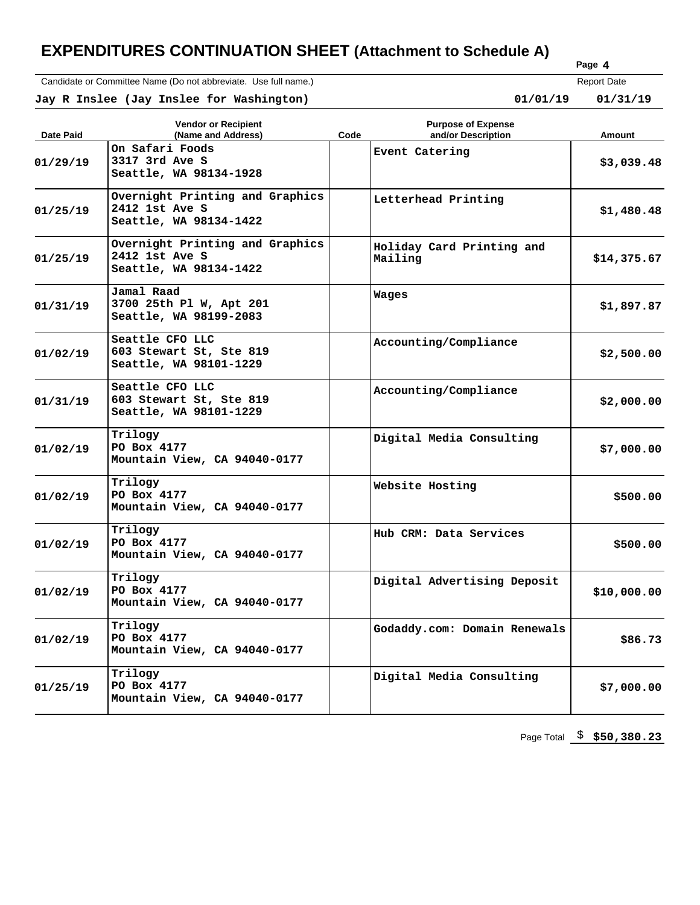# EXPENDITURES CONTINUATION SHEET (Attachment to Schedule A)

Page 4

Candidate or Committee Name (Do not abbreviate. Use full name.)

**Jay R Inslee (Jay Inslee for Washington)**

Report Date: **01/01/19 01/31/19**

| Date Paid | Vendor or Recipient (Name and Address) | Code | Purpose of Expense and/or Description | Amount |
|---|---|---|---|---|
| 01/29/19 | On Safari Foods<br>3317 3rd Ave S<br>Seattle, WA 98134-1928 | | Event Catering | $3,039.48 |
| 01/25/19 | Overnight Printing and Graphics<br>2412 1st Ave S<br>Seattle, WA 98134-1422 | | Letterhead Printing | $1,480.48 |
| 01/25/19 | Overnight Printing and Graphics<br>2412 1st Ave S<br>Seattle, WA 98134-1422 | | Holiday Card Printing and Mailing | $14,375.67 |
| 01/31/19 | Jamal Raad<br>3700 25th Pl W, Apt 201<br>Seattle, WA 98199-2083 | | Wages | $1,897.87 |
| 01/02/19 | Seattle CFO LLC<br>603 Stewart St, Ste 819<br>Seattle, WA 98101-1229 | | Accounting/Compliance | $2,500.00 |
| 01/31/19 | Seattle CFO LLC<br>603 Stewart St, Ste 819<br>Seattle, WA 98101-1229 | | Accounting/Compliance | $2,000.00 |
| 01/02/19 | Trilogy<br>PO Box 4177<br>Mountain View, CA 94040-0177 | | Digital Media Consulting | $7,000.00 |
| 01/02/19 | Trilogy<br>PO Box 4177<br>Mountain View, CA 94040-0177 | | Website Hosting | $500.00 |
| 01/02/19 | Trilogy<br>PO Box 4177<br>Mountain View, CA 94040-0177 | | Hub CRM: Data Services | $500.00 |
| 01/02/19 | Trilogy<br>PO Box 4177<br>Mountain View, CA 94040-0177 | | Digital Advertising Deposit | $10,000.00 |
| 01/02/19 | Trilogy<br>PO Box 4177<br>Mountain View, CA 94040-0177 | | Godaddy.com: Domain Renewals | $86.73 |
| 01/25/19 | Trilogy<br>PO Box 4177<br>Mountain View, CA 94040-0177 | | Digital Media Consulting | $7,000.00 |

Page Total $ **$50,380.23**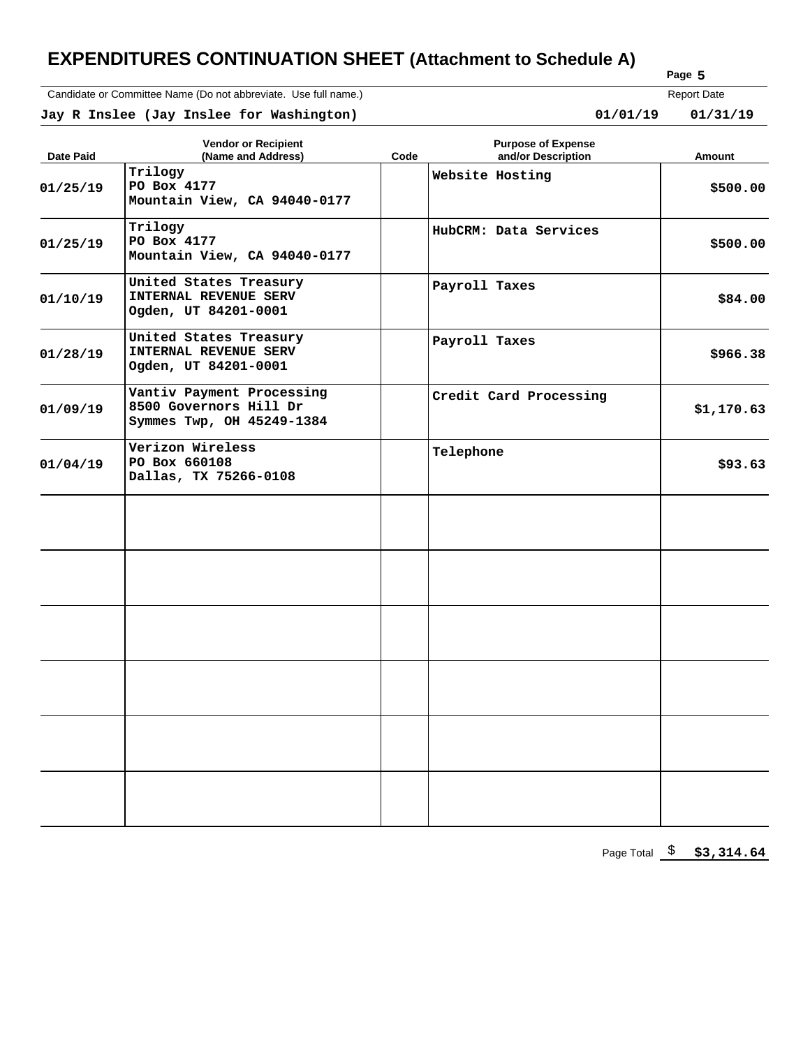# EXPENDITURES CONTINUATION SHEET (Attachment to Schedule A)

Page 5

Candidate or Committee Name (Do not abbreviate. Use full name.)

**Jay R Inslee (Jay Inslee for Washington)**

Report Date

**01/01/19 01/31/19**

| Date Paid | Vendor or Recipient (Name and Address) | Code | Purpose of Expense and/or Description | Amount |
|---|---|---|---|---|
| 01/25/19 | Trilogy<br>PO Box 4177<br>Mountain View, CA 94040-0177 | | Website Hosting | $500.00 |
| 01/25/19 | Trilogy<br>PO Box 4177<br>Mountain View, CA 94040-0177 | | HubCRM: Data Services | $500.00 |
| 01/10/19 | United States Treasury<br>INTERNAL REVENUE SERV<br>Ogden, UT 84201-0001 | | Payroll Taxes | $84.00 |
| 01/28/19 | United States Treasury<br>INTERNAL REVENUE SERV<br>Ogden, UT 84201-0001 | | Payroll Taxes | $966.38 |
| 01/09/19 | Vantiv Payment Processing<br>8500 Governors Hill Dr<br>Symmes Twp, OH 45249-1384 | | Credit Card Processing | $1,170.63 |
| 01/04/19 | Verizon Wireless<br>PO Box 660108<br>Dallas, TX 75266-0108 | | Telephone | $93.63 |
| | | | | |
| | | | | |
| | | | | |
| | | | | |
| | | | | |
| | | | | |

Page Total $ **$3,314.64**